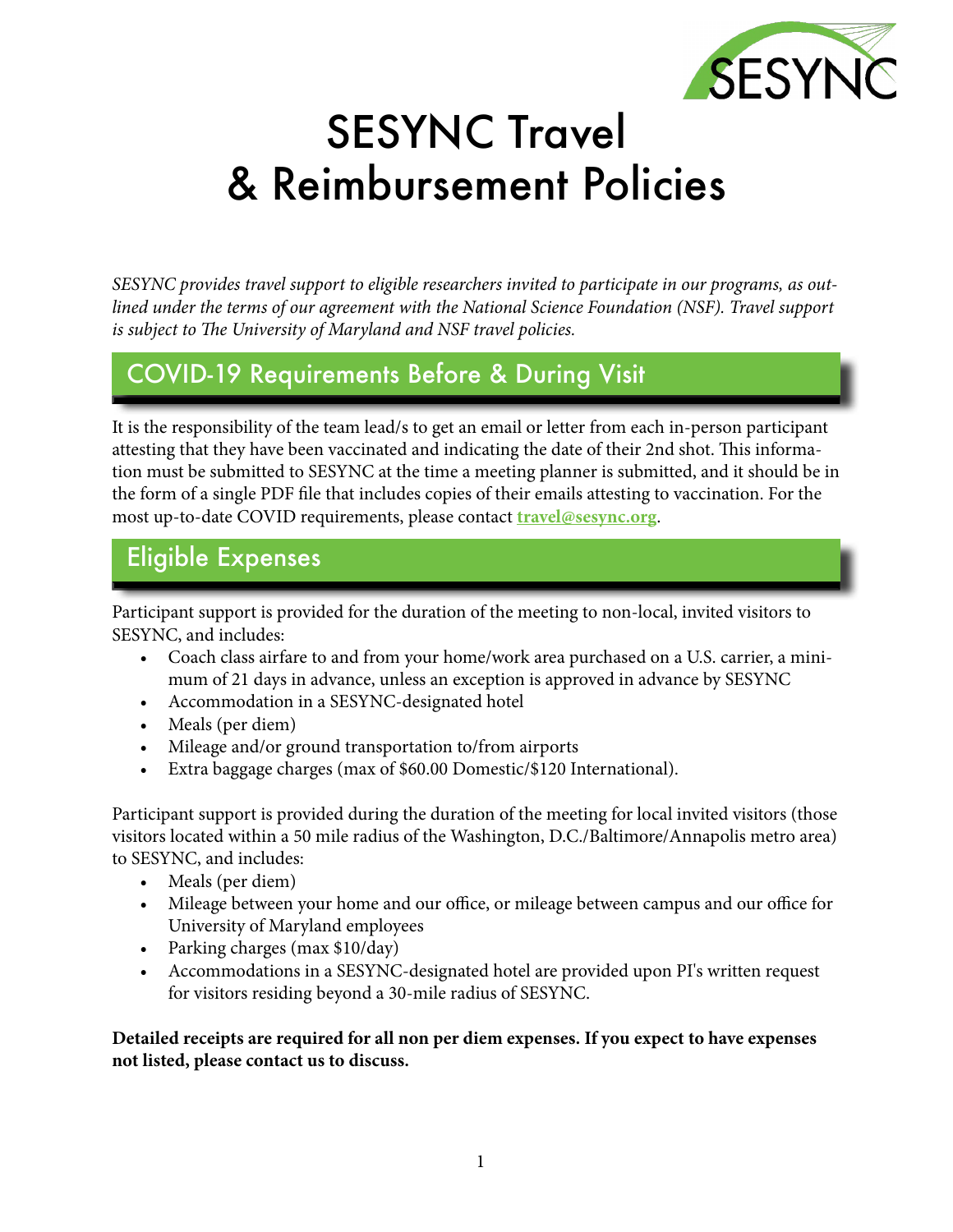# SESYNC Travel & Reimbursement Policies

*SESYNC provides travel support to eligible researchers invited to participate in our programs, as outlined under the terms of our agreement with the National Science Foundation (NSF). Travel support is subject to The University of Maryland and NSF travel policies.*

## COVID-19 Requirements Before & During Visit

It is the responsibility of the team lead/s to get an email or letter from each in-person participant attesting that they have been vaccinated and indicating the date of their 2nd shot. This information must be submitted to SESYNC at the time a meeting planner is submitted, and it should be in the form of a single PDF file that includes copies of their emails attesting to vaccination. For the most up-to-date COVID requirements, please contact **travel@sesync.org**.

## Eligible Expenses

Participant support is provided for the duration of the meeting to non-local, invited visitors to SESYNC, and includes:

- Coach class airfare to and from your home/work area purchased on a U.S. carrier, a minimum of 21 days in advance, unless an exception is approved in advance by SESYNC
- Accommodation in a SESYNC-designated hotel
- Meals (per diem)
- Mileage and/or ground transportation to/from airports
- Extra baggage charges (max of $60.00 Domestic/$120 International).

Participant support is provided during the duration of the meeting for local invited visitors (those visitors located within a 50 mile radius of the Washington, D.C./Baltimore/Annapolis metro area) to SESYNC, and includes:

- Meals (per diem)
- Mileage between your home and our office, or mileage between campus and our office for University of Maryland employees
- Parking charges (max $10/day)
- Accommodations in a SESYNC-designated hotel are provided upon PI's written request for visitors residing beyond a 30-mile radius of SESYNC.

**Detailed receipts are required for all non per diem expenses. If you expect to have expenses not listed, please contact us to discuss.**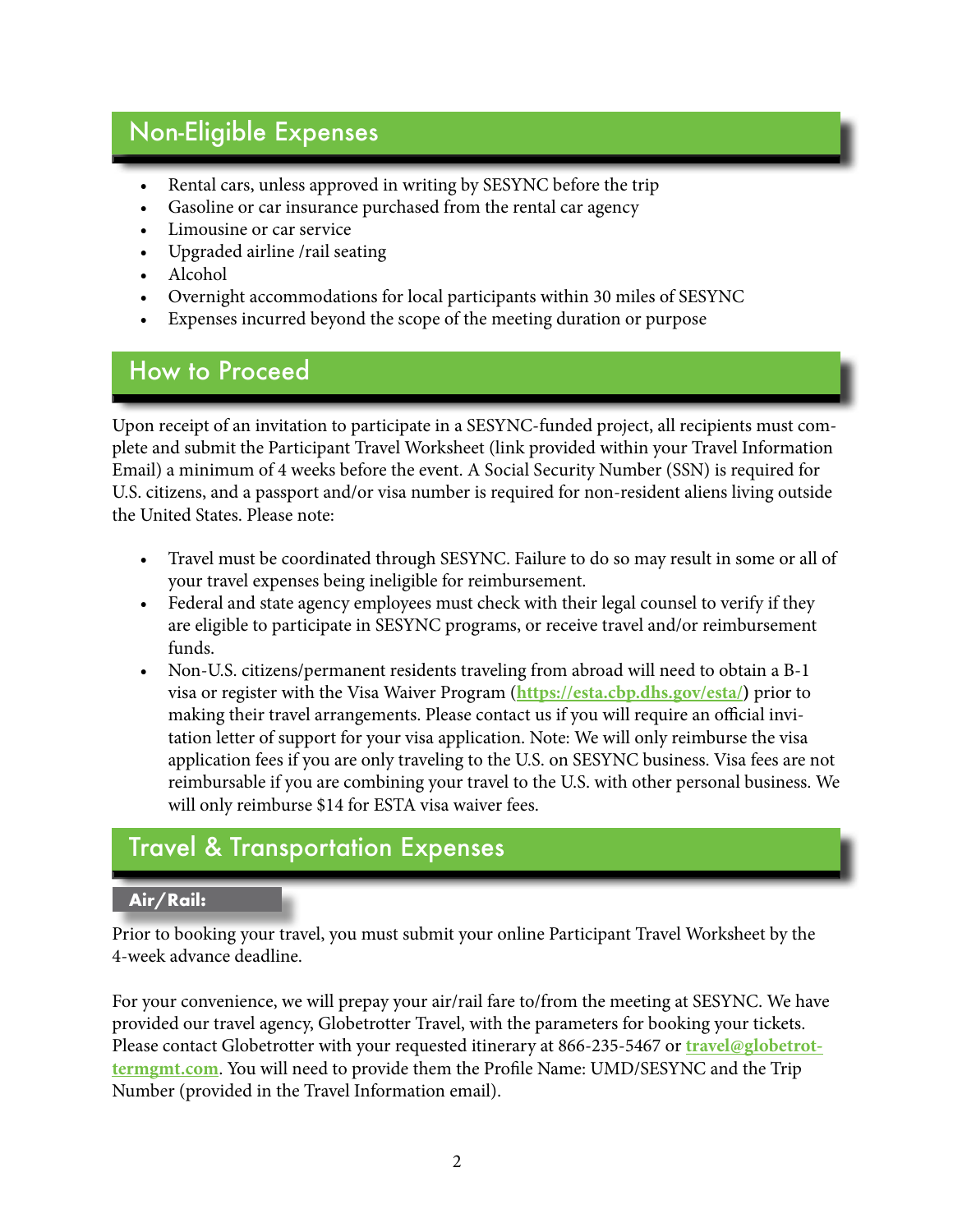## Non-Eligible Expenses

- Rental cars, unless approved in writing by SESYNC before the trip
- Gasoline or car insurance purchased from the rental car agency
- Limousine or car service
- Upgraded airline /rail seating
- Alcohol
- Overnight accommodations for local participants within 30 miles of SESYNC
- Expenses incurred beyond the scope of the meeting duration or purpose

## How to Proceed

Upon receipt of an invitation to participate in a SESYNC-funded project, all recipients must complete and submit the Participant Travel Worksheet (link provided within your Travel Information Email) a minimum of 4 weeks before the event. A Social Security Number (SSN) is required for U.S. citizens, and a passport and/or visa number is required for non-resident aliens living outside the United States. Please note:

- Travel must be coordinated through SESYNC. Failure to do so may result in some or all of your travel expenses being ineligible for reimbursement.
- Federal and state agency employees must check with their legal counsel to verify if they are eligible to participate in SESYNC programs, or receive travel and/or reimbursement funds.
- Non-U.S. citizens/permanent residents traveling from abroad will need to obtain a B-1 visa or register with the Visa Waiver Program (**https://esta.cbp.dhs.gov/esta/**) prior to making their travel arrangements. Please contact us if you will require an official invitation letter of support for your visa application. Note: We will only reimburse the visa application fees if you are only traveling to the U.S. on SESYNC business. Visa fees are not reimbursable if you are combining your travel to the U.S. with other personal business. We will only reimburse $14 for ESTA visa waiver fees.

## Travel & Transportation Expenses

### Air/Rail:

Prior to booking your travel, you must submit your online Participant Travel Worksheet by the 4-week advance deadline.

For your convenience, we will prepay your air/rail fare to/from the meeting at SESYNC. We have provided our travel agency, Globetrotter Travel, with the parameters for booking your tickets. Please contact Globetrotter with your requested itinerary at 866-235-5467 or **travel@globetrottermgmt.com**. You will need to provide them the Profile Name: UMD/SESYNC and the Trip Number (provided in the Travel Information email).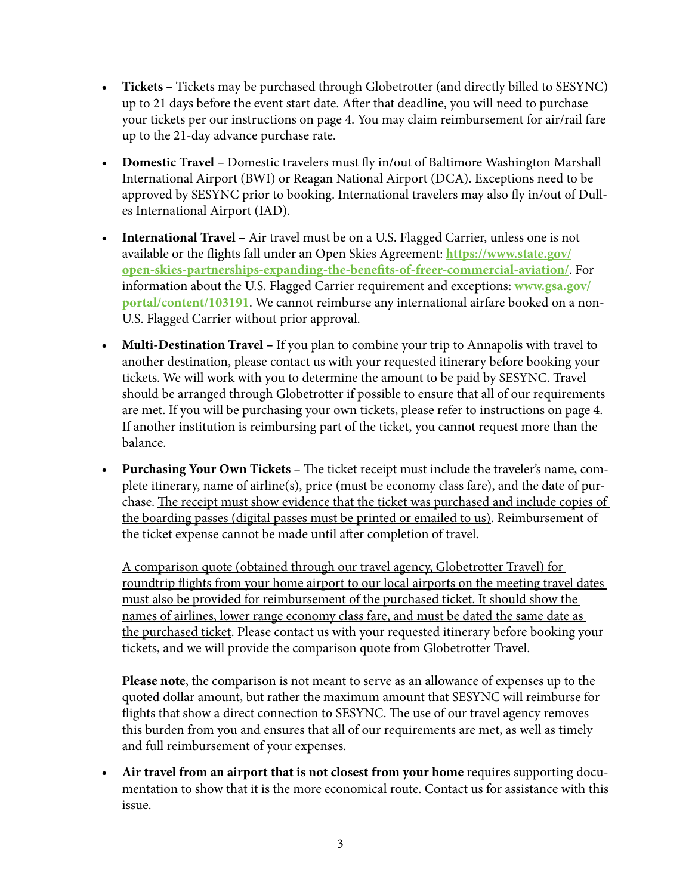- **Tickets –** Tickets may be purchased through Globetrotter (and directly billed to SESYNC) up to 21 days before the event start date. After that deadline, you will need to purchase your tickets per our instructions on page 4. You may claim reimbursement for air/rail fare up to the 21-day advance purchase rate.

- **Domestic Travel –** Domestic travelers must fly in/out of Baltimore Washington Marshall International Airport (BWI) or Reagan National Airport (DCA). Exceptions need to be approved by SESYNC prior to booking. International travelers may also fly in/out of Dulles International Airport (IAD).

- **International Travel –** Air travel must be on a U.S. Flagged Carrier, unless one is not available or the flights fall under an Open Skies Agreement: **https://www.state.gov/open-skies-partnerships-expanding-the-benefits-of-freer-commercial-aviation/**. For information about the U.S. Flagged Carrier requirement and exceptions: **www.gsa.gov/portal/content/103191**. We cannot reimburse any international airfare booked on a non-U.S. Flagged Carrier without prior approval.

- **Multi-Destination Travel –** If you plan to combine your trip to Annapolis with travel to another destination, please contact us with your requested itinerary before booking your tickets. We will work with you to determine the amount to be paid by SESYNC. Travel should be arranged through Globetrotter if possible to ensure that all of our requirements are met. If you will be purchasing your own tickets, please refer to instructions on page 4. If another institution is reimbursing part of the ticket, you cannot request more than the balance.

- **Purchasing Your Own Tickets –** The ticket receipt must include the traveler's name, complete itinerary, name of airline(s), price (must be economy class fare), and the date of purchase. <u>The receipt must show evidence that the ticket was purchased and include copies of the boarding passes (digital passes must be printed or emailed to us)</u>. Reimbursement of the ticket expense cannot be made until after completion of travel.

  <u>A comparison quote (obtained through our travel agency, Globetrotter Travel) for roundtrip flights from your home airport to our local airports on the meeting travel dates must also be provided for reimbursement of the purchased ticket. It should show the names of airlines, lower range economy class fare, and must be dated the same date as the purchased ticket</u>. Please contact us with your requested itinerary before booking your tickets, and we will provide the comparison quote from Globetrotter Travel.

  **Please note**, the comparison is not meant to serve as an allowance of expenses up to the quoted dollar amount, but rather the maximum amount that SESYNC will reimburse for flights that show a direct connection to SESYNC. The use of our travel agency removes this burden from you and ensures that all of our requirements are met, as well as timely and full reimbursement of your expenses.

- **Air travel from an airport that is not closest from your home** requires supporting documentation to show that it is the more economical route. Contact us for assistance with this issue.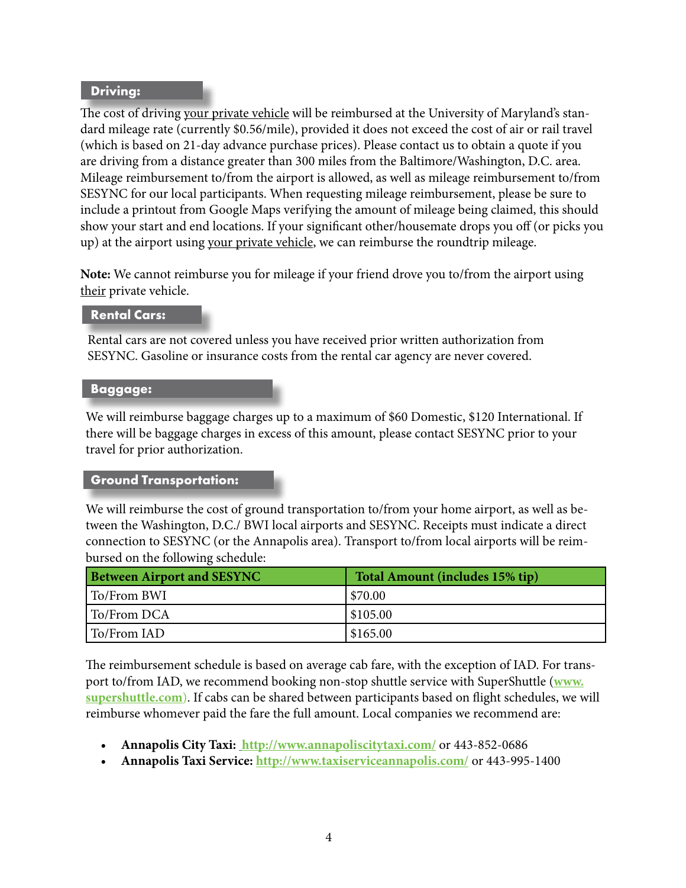## Driving:

The cost of driving your private vehicle will be reimbursed at the University of Maryland's standard mileage rate (currently $0.56/mile), provided it does not exceed the cost of air or rail travel (which is based on 21-day advance purchase prices). Please contact us to obtain a quote if you are driving from a distance greater than 300 miles from the Baltimore/Washington, D.C. area. Mileage reimbursement to/from the airport is allowed, as well as mileage reimbursement to/from SESYNC for our local participants. When requesting mileage reimbursement, please be sure to include a printout from Google Maps verifying the amount of mileage being claimed, this should show your start and end locations. If your significant other/housemate drops you off (or picks you up) at the airport using your private vehicle, we can reimburse the roundtrip mileage.

**Note:** We cannot reimburse you for mileage if your friend drove you to/from the airport using their private vehicle.

## Rental Cars:

Rental cars are not covered unless you have received prior written authorization from SESYNC. Gasoline or insurance costs from the rental car agency are never covered.

## Baggage:

We will reimburse baggage charges up to a maximum of $60 Domestic, $120 International. If there will be baggage charges in excess of this amount, please contact SESYNC prior to your travel for prior authorization.

## Ground Transportation:

We will reimburse the cost of ground transportation to/from your home airport, as well as between the Washington, D.C./ BWI local airports and SESYNC. Receipts must indicate a direct connection to SESYNC (or the Annapolis area). Transport to/from local airports will be reimbursed on the following schedule:

| Between Airport and SESYNC | Total Amount (includes 15% tip) |
|---|---|
| To/From BWI | $70.00 |
| To/From DCA | $105.00 |
| To/From IAD | $165.00 |

The reimbursement schedule is based on average cab fare, with the exception of IAD. For transport to/from IAD, we recommend booking non-stop shuttle service with SuperShuttle (www.supershuttle.com). If cabs can be shared between participants based on flight schedules, we will reimburse whomever paid the fare the full amount. Local companies we recommend are:

- **Annapolis City Taxi:** http://www.annapoliscitytaxi.com/ or 443-852-0686
- **Annapolis Taxi Service:** http://www.taxiserviceannapolis.com/ or 443-995-1400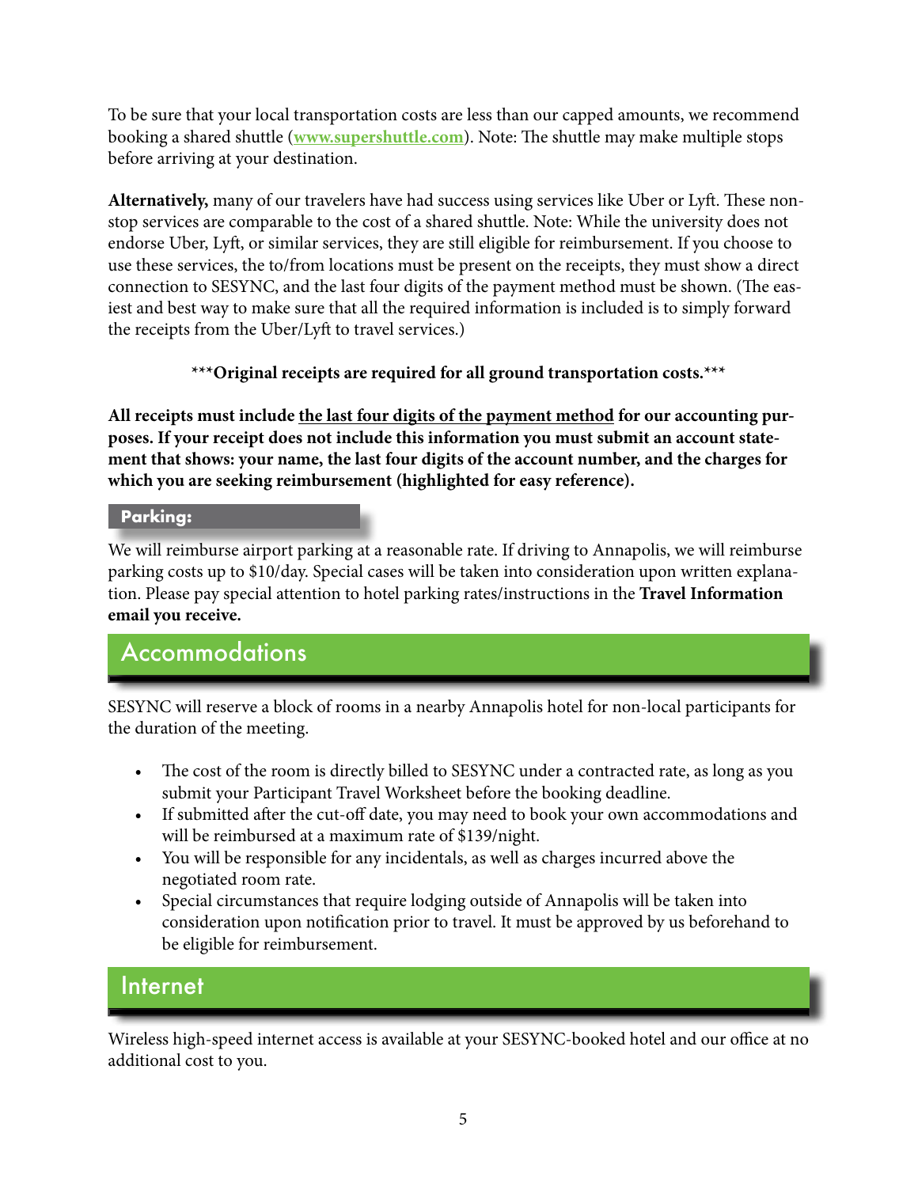To be sure that your local transportation costs are less than our capped amounts, we recommend booking a shared shuttle ([www.supershuttle.com](http://www.supershuttle.com)). Note: The shuttle may make multiple stops before arriving at your destination.

**Alternatively,** many of our travelers have had success using services like Uber or Lyft. These non-stop services are comparable to the cost of a shared shuttle. Note: While the university does not endorse Uber, Lyft, or similar services, they are still eligible for reimbursement. If you choose to use these services, the to/from locations must be present on the receipts, they must show a direct connection to SESYNC, and the last four digits of the payment method must be shown. (The easiest and best way to make sure that all the required information is included is to simply forward the receipts from the Uber/Lyft to travel services.)

***Original receipts are required for all ground transportation costs.***

**All receipts must include the last four digits of the payment method for our accounting purposes. If your receipt does not include this information you must submit an account statement that shows: your name, the last four digits of the account number, and the charges for which you are seeking reimbursement (highlighted for easy reference).**

### Parking:

We will reimburse airport parking at a reasonable rate. If driving to Annapolis, we will reimburse parking costs up to $10/day. Special cases will be taken into consideration upon written explanation. Please pay special attention to hotel parking rates/instructions in the **Travel Information email you receive.**

## Accommodations

SESYNC will reserve a block of rooms in a nearby Annapolis hotel for non-local participants for the duration of the meeting.

- The cost of the room is directly billed to SESYNC under a contracted rate, as long as you submit your Participant Travel Worksheet before the booking deadline.
- If submitted after the cut-off date, you may need to book your own accommodations and will be reimbursed at a maximum rate of $139/night.
- You will be responsible for any incidentals, as well as charges incurred above the negotiated room rate.
- Special circumstances that require lodging outside of Annapolis will be taken into consideration upon notification prior to travel. It must be approved by us beforehand to be eligible for reimbursement.

## Internet

Wireless high-speed internet access is available at your SESYNC-booked hotel and our office at no additional cost to you.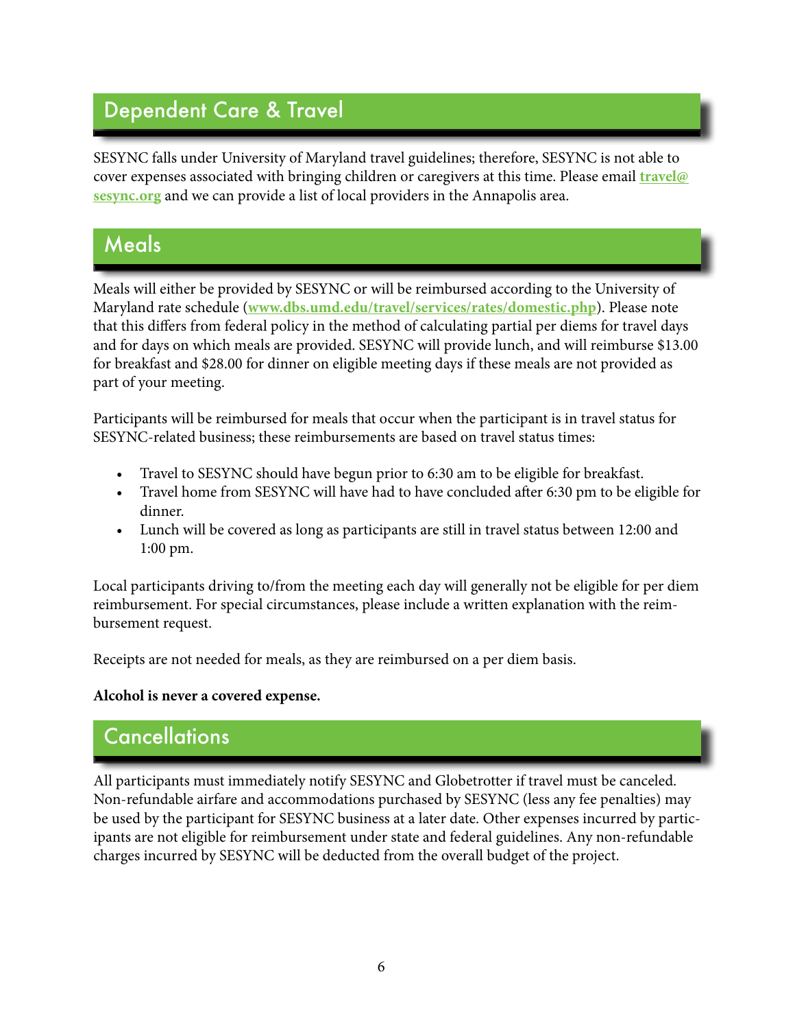## Dependent Care & Travel

SESYNC falls under University of Maryland travel guidelines; therefore, SESYNC is not able to cover expenses associated with bringing children or caregivers at this time. Please email **travel@sesync.org** and we can provide a list of local providers in the Annapolis area.

## Meals

Meals will either be provided by SESYNC or will be reimbursed according to the University of Maryland rate schedule (**www.dbs.umd.edu/travel/services/rates/domestic.php**). Please note that this differs from federal policy in the method of calculating partial per diems for travel days and for days on which meals are provided. SESYNC will provide lunch, and will reimburse $13.00 for breakfast and $28.00 for dinner on eligible meeting days if these meals are not provided as part of your meeting.

Participants will be reimbursed for meals that occur when the participant is in travel status for SESYNC-related business; these reimbursements are based on travel status times:

- Travel to SESYNC should have begun prior to 6:30 am to be eligible for breakfast.
- Travel home from SESYNC will have had to have concluded after 6:30 pm to be eligible for dinner.
- Lunch will be covered as long as participants are still in travel status between 12:00 and 1:00 pm.

Local participants driving to/from the meeting each day will generally not be eligible for per diem reimbursement. For special circumstances, please include a written explanation with the reimbursement request.

Receipts are not needed for meals, as they are reimbursed on a per diem basis.

**Alcohol is never a covered expense.**

## Cancellations

All participants must immediately notify SESYNC and Globetrotter if travel must be canceled. Non-refundable airfare and accommodations purchased by SESYNC (less any fee penalties) may be used by the participant for SESYNC business at a later date. Other expenses incurred by participants are not eligible for reimbursement under state and federal guidelines. Any non-refundable charges incurred by SESYNC will be deducted from the overall budget of the project.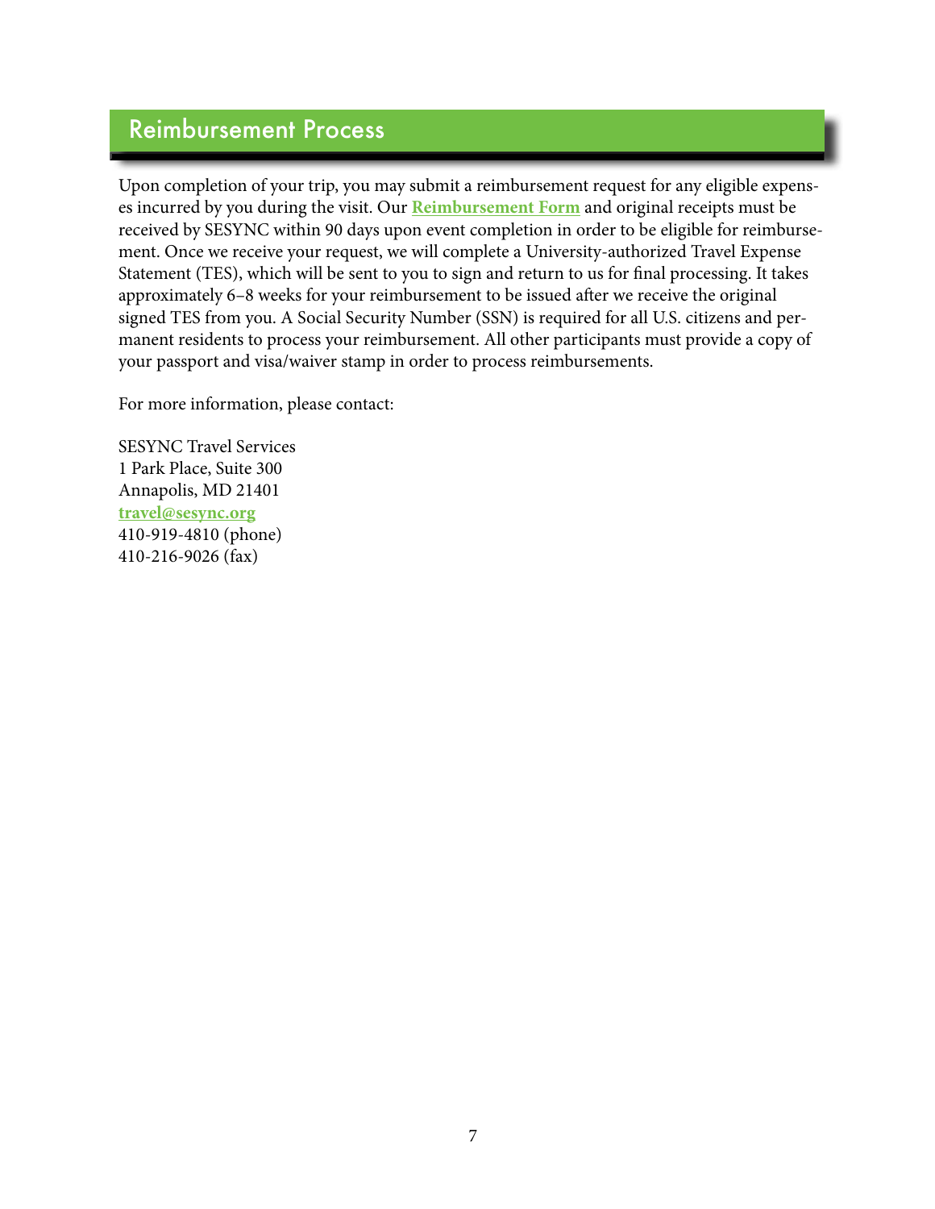## Reimbursement Process

Upon completion of your trip, you may submit a reimbursement request for any eligible expenses incurred by you during the visit. Our **Reimbursement Form** and original receipts must be received by SESYNC within 90 days upon event completion in order to be eligible for reimbursement. Once we receive your request, we will complete a University-authorized Travel Expense Statement (TES), which will be sent to you to sign and return to us for final processing. It takes approximately 6–8 weeks for your reimbursement to be issued after we receive the original signed TES from you. A Social Security Number (SSN) is required for all U.S. citizens and permanent residents to process your reimbursement. All other participants must provide a copy of your passport and visa/waiver stamp in order to process reimbursements.

For more information, please contact:

SESYNC Travel Services
1 Park Place, Suite 300
Annapolis, MD 21401
**travel@sesync.org**
410-919-4810 (phone)
410-216-9026 (fax)